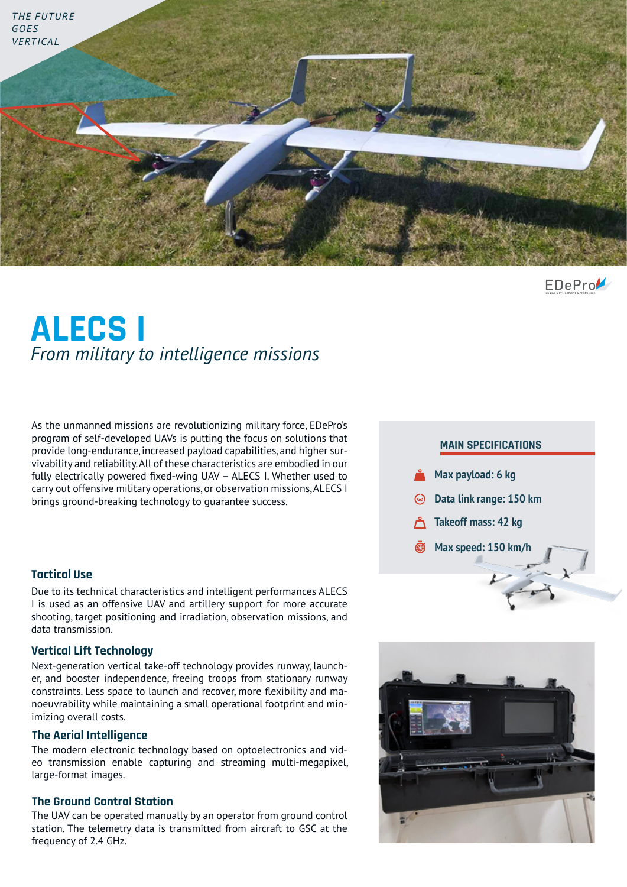THE FUTURE GOES VERTICAL

EDePro

# ALECS I

*From military to intelligence missions*

As the unmanned missions are revolutionizing military force, EDePro's program of self-developed UAVs is putting the focus on solutions that provide long-endurance, increased payload capabilities, and higher survivability and reliability. All of these characteristics are embodied in our fully electrically powered fixed-wing UAV – ALECS I. Whether used to carry out offensive military operations, or observation missions, ALECS I brings ground-breaking technology to guarantee success.

### MAIN SPECIFICATIONS

- **Max payload: 6 kg**
- **Data link range: 150 km**
- **Takeoff mass: 42 kg**
- **Max speed: 150 km/h**

## Tactical Use

Due to its technical characteristics and intelligent performances ALECS I is used as an offensive UAV and artillery support for more accurate shooting, target positioning and irradiation, observation missions, and data transmission.

## Vertical Lift Technology

Next-generation vertical take-off technology provides runway, launcher, and booster independence, freeing troops from stationary runway constraints. Less space to launch and recover, more flexibility and manoeuvrability while maintaining a small operational footprint and minimizing overall costs.

## The Aerial Intelligence

The modern electronic technology based on optoelectronics and video transmission enable capturing and streaming multi-megapixel, large-format images.

## The Ground Control Station

The UAV can be operated manually by an operator from ground control station. The telemetry data is transmitted from aircraft to GSC at the frequency of 2.4 GHz.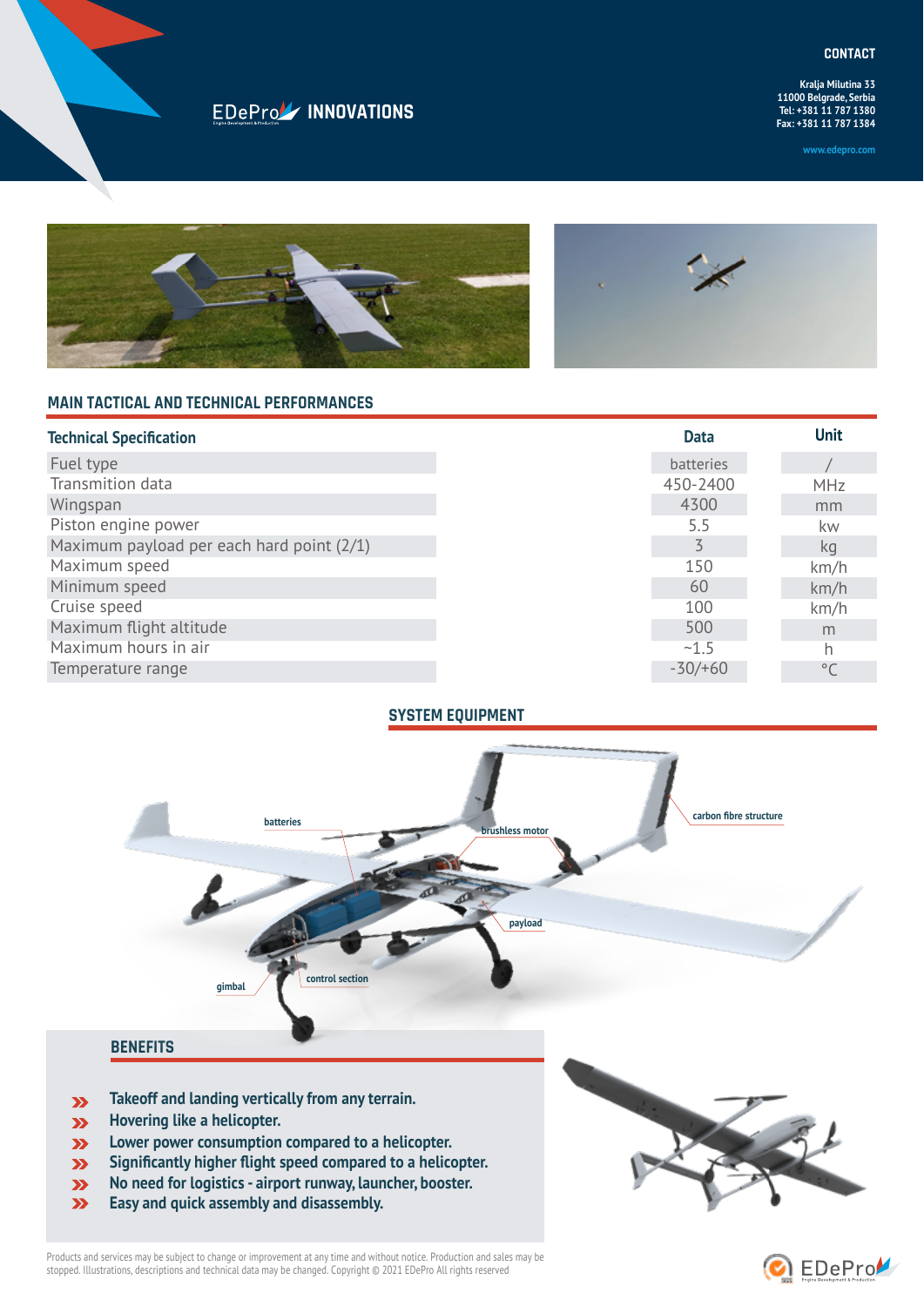EDePro INNOVATIONS

**CONTACT**

Kralja Milutina 33
11000 Belgrade, Serbia
Tel: +381 11 787 1380
Fax: +381 11 787 1384

www.edepro.com

## MAIN TACTICAL AND TECHNICAL PERFORMANCES

| Technical Specification | Data | Unit |
|---|---|---|
| Fuel type | batteries | / |
| Transmition data | 450-2400 | MHz |
| Wingspan | 4300 | mm |
| Piston engine power | 5.5 | kw |
| Maximum payload per each hard point (2/1) | 3 | kg |
| Maximum speed | 150 | km/h |
| Minimum speed | 60 | km/h |
| Cruise speed | 100 | km/h |
| Maximum flight altitude | 500 | m |
| Maximum hours in air | ~1.5 | h |
| Temperature range | -30/+60 | °C |

## SYSTEM EQUIPMENT

batteries
brushless motor
carbon fibre structure
payload
gimbal
control section

## BENEFITS

- Takeoff and landing vertically from any terrain.
- Hovering like a helicopter.
- Lower power consumption compared to a helicopter.
- Significantly higher flight speed compared to a helicopter.
- No need for logistics - airport runway, launcher, booster.
- Easy and quick assembly and disassembly.

Products and services may be subject to change or improvement at any time and without notice. Production and sales may be stopped. Illustrations, descriptions and technical data may be changed. Copyright © 2021 EDePro All rights reserved